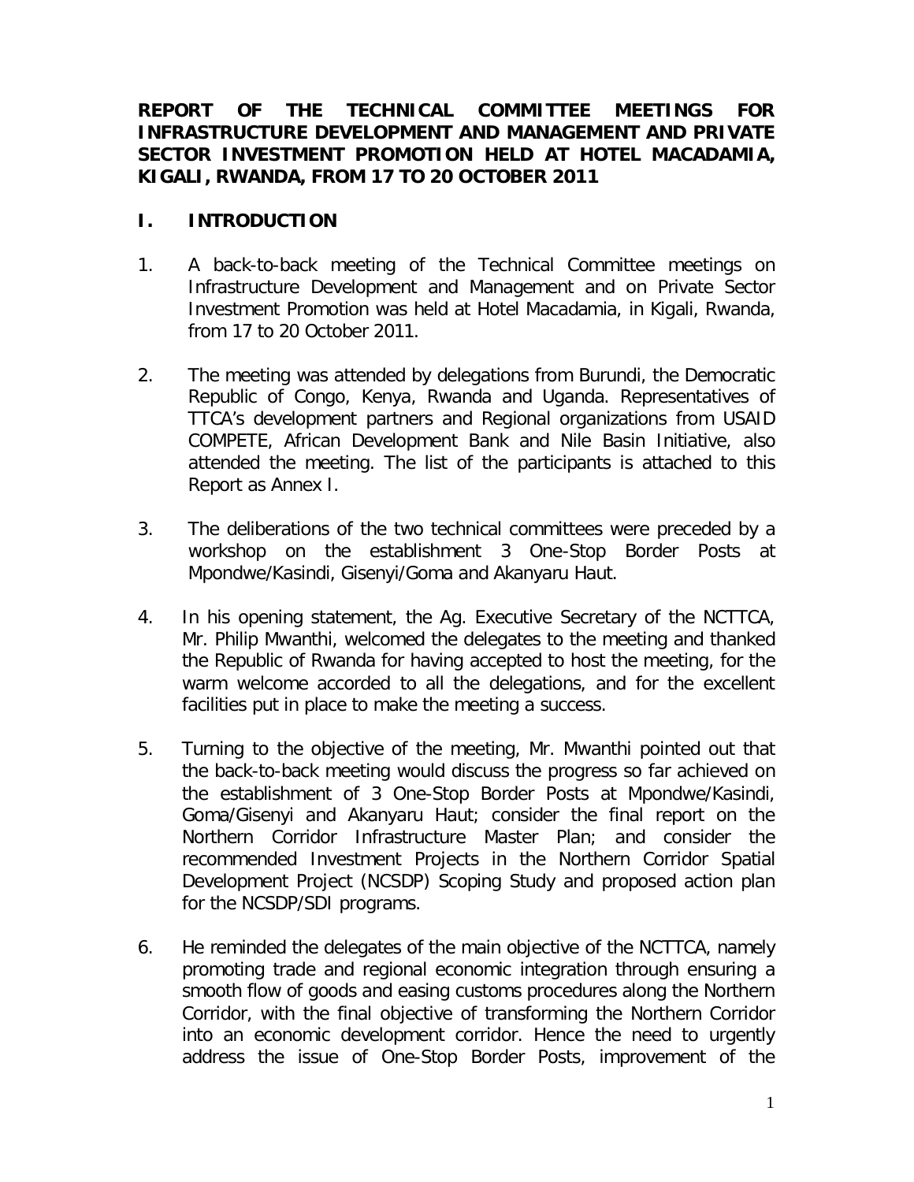**REPORT OF THE TECHNICAL COMMITTEE MEETINGS FOR INFRASTRUCTURE DEVELOPMENT AND MANAGEMENT AND PRIVATE SECTOR INVESTMENT PROMOTION HELD AT HOTEL MACADAMIA, KIGALI, RWANDA, FROM 17 TO 20 OCTOBER 2011**

## I. INTRODUCTION

1. A back-to-back meeting of the Technical Committee meetings on Infrastructure Development and Management and on Private Sector Investment Promotion was held at Hotel Macadamia, in Kigali, Rwanda, from 17 to 20 October 2011.

2. The meeting was attended by delegations from Burundi, the Democratic Republic of Congo, Kenya, Rwanda and Uganda. Representatives of TTCA's development partners and Regional organizations from USAID COMPETE, African Development Bank and Nile Basin Initiative, also attended the meeting. The list of the participants is attached to this Report as Annex I.

3. The deliberations of the two technical committees were preceded by a workshop on the establishment 3 One-Stop Border Posts at Mpondwe/Kasindi, Gisenyi/Goma and Akanyaru Haut.

4. In his opening statement, the Ag. Executive Secretary of the NCTTCA, Mr. Philip Mwanthi, welcomed the delegates to the meeting and thanked the Republic of Rwanda for having accepted to host the meeting, for the warm welcome accorded to all the delegations, and for the excellent facilities put in place to make the meeting a success.

5. Turning to the objective of the meeting, Mr. Mwanthi pointed out that the back-to-back meeting would discuss the progress so far achieved on the establishment of 3 One-Stop Border Posts at Mpondwe/Kasindi, Goma/Gisenyi and Akanyaru Haut; consider the final report on the Northern Corridor Infrastructure Master Plan; and consider the recommended Investment Projects in the Northern Corridor Spatial Development Project (NCSDP) Scoping Study and proposed action plan for the NCSDP/SDI programs.

6. He reminded the delegates of the main objective of the NCTTCA, namely promoting trade and regional economic integration through ensuring a smooth flow of goods and easing customs procedures along the Northern Corridor, with the final objective of transforming the Northern Corridor into an economic development corridor. Hence the need to urgently address the issue of One-Stop Border Posts, improvement of the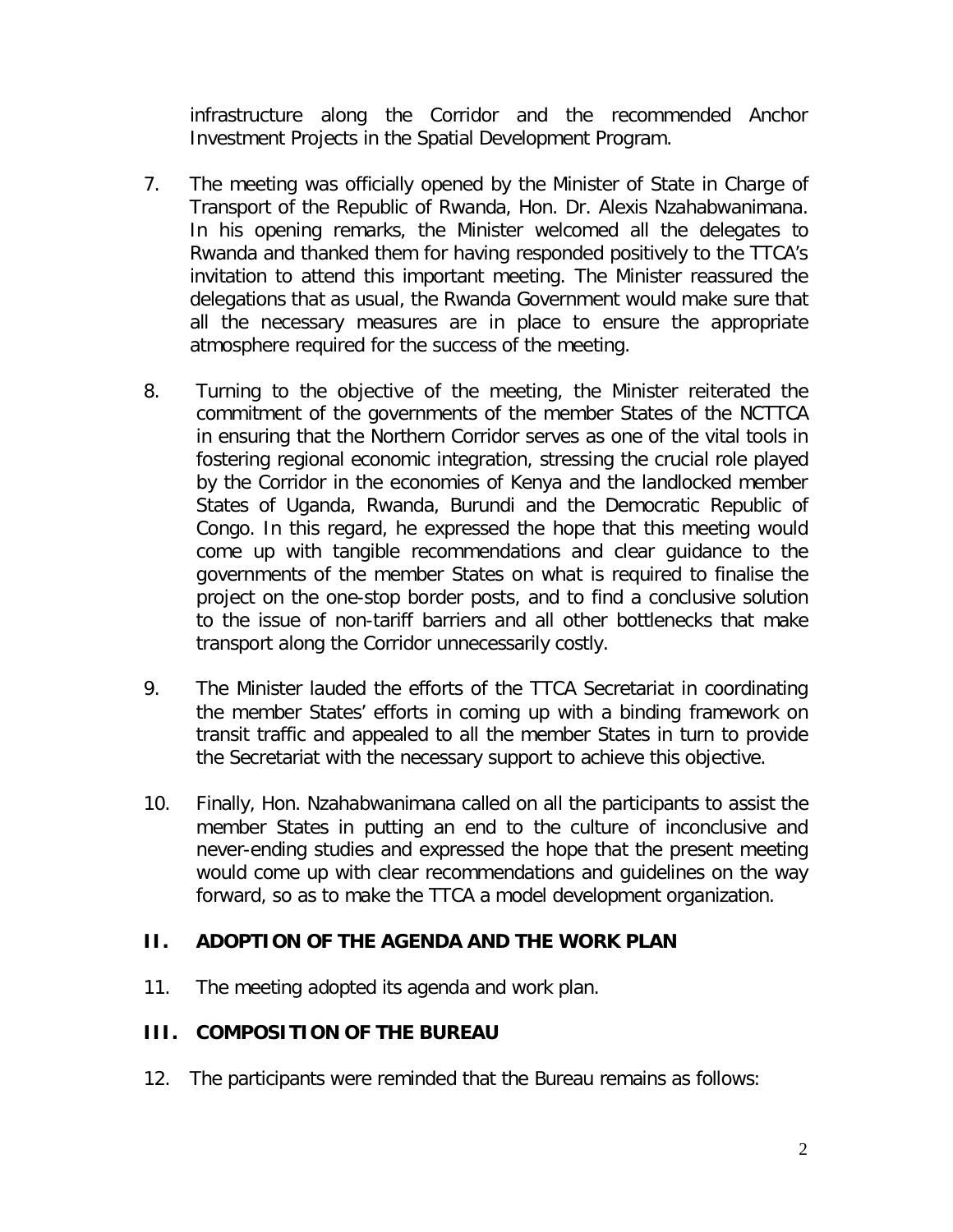infrastructure along the Corridor and the recommended Anchor Investment Projects in the Spatial Development Program.

7. The meeting was officially opened by the Minister of State in Charge of Transport of the Republic of Rwanda, Hon. Dr. Alexis Nzahabwanimana. In his opening remarks, the Minister welcomed all the delegates to Rwanda and thanked them for having responded positively to the TTCA's invitation to attend this important meeting. The Minister reassured the delegations that as usual, the Rwanda Government would make sure that all the necessary measures are in place to ensure the appropriate atmosphere required for the success of the meeting.

8. Turning to the objective of the meeting, the Minister reiterated the commitment of the governments of the member States of the NCTTCA in ensuring that the Northern Corridor serves as one of the vital tools in fostering regional economic integration, stressing the crucial role played by the Corridor in the economies of Kenya and the landlocked member States of Uganda, Rwanda, Burundi and the Democratic Republic of Congo. In this regard, he expressed the hope that this meeting would come up with tangible recommendations and clear guidance to the governments of the member States on what is required to finalise the project on the one-stop border posts, and to find a conclusive solution to the issue of non-tariff barriers and all other bottlenecks that make transport along the Corridor unnecessarily costly.

9. The Minister lauded the efforts of the TTCA Secretariat in coordinating the member States' efforts in coming up with a binding framework on transit traffic and appealed to all the member States in turn to provide the Secretariat with the necessary support to achieve this objective.

10. Finally, Hon. Nzahabwanimana called on all the participants to assist the member States in putting an end to the culture of inconclusive and never-ending studies and expressed the hope that the present meeting would come up with clear recommendations and guidelines on the way forward, so as to make the TTCA a model development organization.

## II. ADOPTION OF THE AGENDA AND THE WORK PLAN

11. The meeting adopted its agenda and work plan.

## III. COMPOSITION OF THE BUREAU

12. The participants were reminded that the Bureau remains as follows: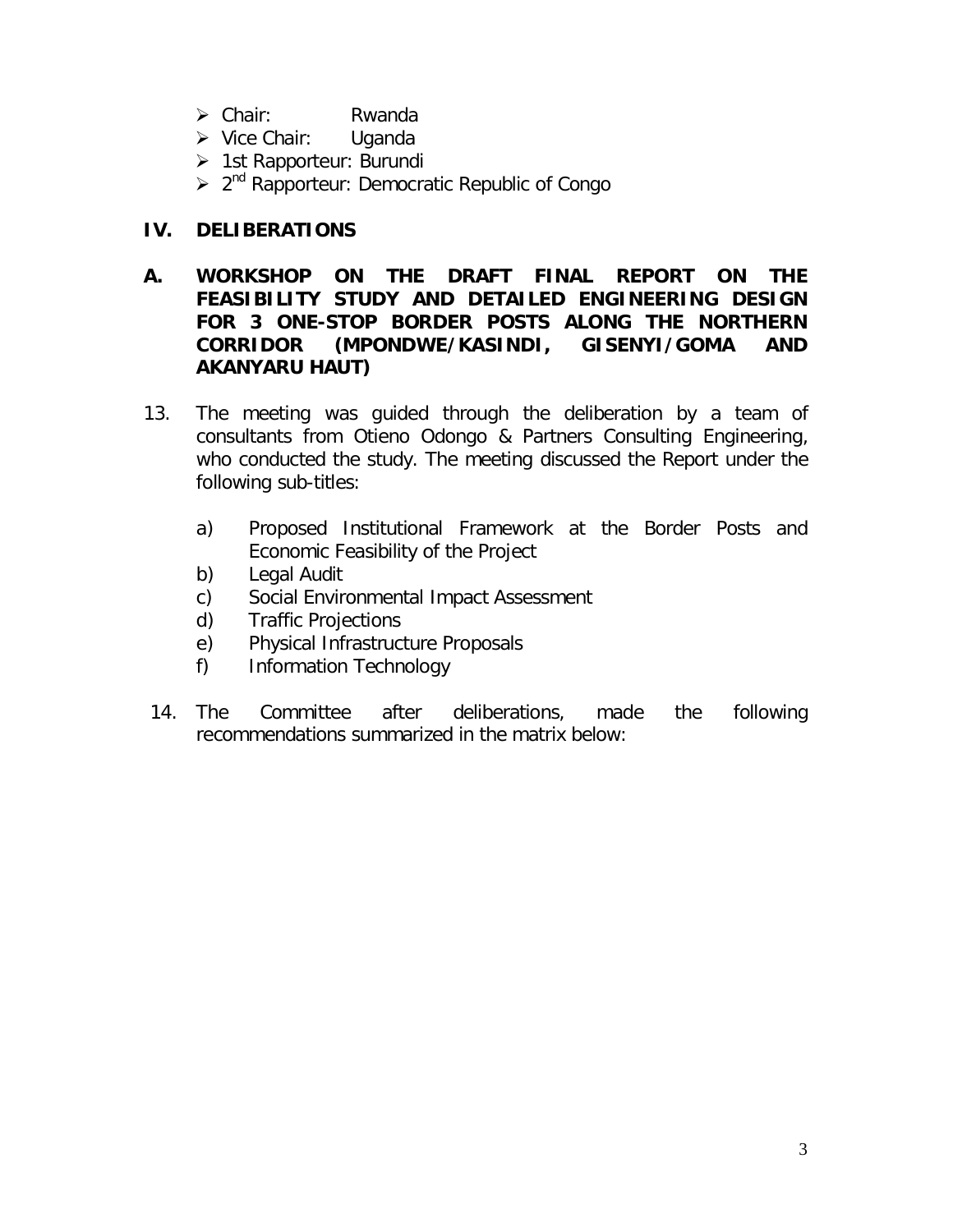- Chair: Rwanda
- Vice Chair: Uganda
- 1st Rapporteur: Burundi
- 2nd Rapporteur: Democratic Republic of Congo

## IV. DELIBERATIONS

### A. WORKSHOP ON THE DRAFT FINAL REPORT ON THE FEASIBILITY STUDY AND DETAILED ENGINEERING DESIGN FOR 3 ONE-STOP BORDER POSTS ALONG THE NORTHERN CORRIDOR (MPONDWE/KASINDI, GISENYI/GOMA AND AKANYARU HAUT)

13. The meeting was guided through the deliberation by a team of consultants from Otieno Odongo & Partners Consulting Engineering, who conducted the study. The meeting discussed the Report under the following sub-titles:

    a) Proposed Institutional Framework at the Border Posts and Economic Feasibility of the Project
    b) Legal Audit
    c) Social Environmental Impact Assessment
    d) Traffic Projections
    e) Physical Infrastructure Proposals
    f) Information Technology

14. The Committee after deliberations, made the following recommendations summarized in the matrix below: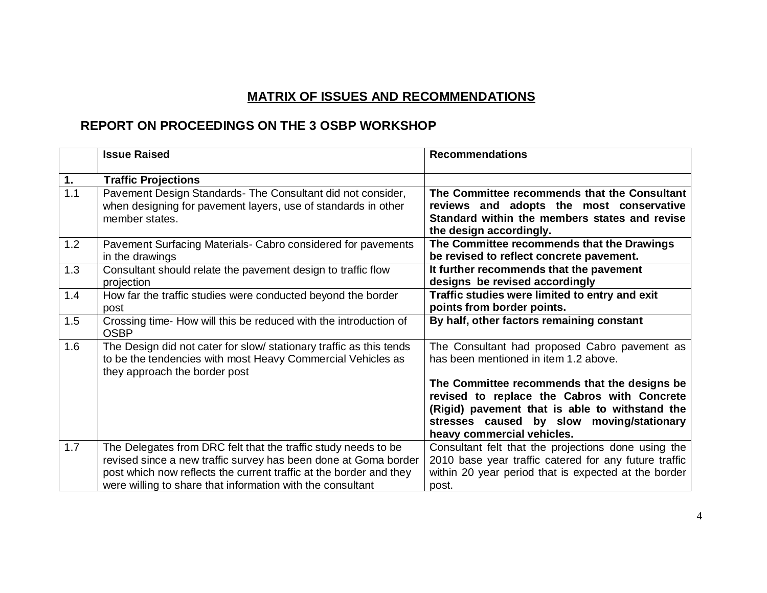## MATRIX OF ISSUES AND RECOMMENDATIONS

### REPORT ON PROCEEDINGS ON THE 3 OSBP WORKSHOP

| | Issue Raised | Recommendations |
|---|---|---|
| **1.** | **Traffic Projections** | |
| 1.1 | Pavement Design Standards- The Consultant did not consider, when designing for pavement layers, use of standards in other member states. | **The Committee recommends that the Consultant reviews and adopts the most conservative Standard within the members states and revise the design accordingly.** |
| 1.2 | Pavement Surfacing Materials- Cabro considered for pavements in the drawings | **The Committee recommends that the Drawings be revised to reflect concrete pavement.** |
| 1.3 | Consultant should relate the pavement design to traffic flow projection | **It further recommends that the pavement designs be revised accordingly** |
| 1.4 | How far the traffic studies were conducted beyond the border post | **Traffic studies were limited to entry and exit points from border points.** |
| 1.5 | Crossing time- How will this be reduced with the introduction of OSBP | **By half, other factors remaining constant** |
| 1.6 | The Design did not cater for slow/ stationary traffic as this tends to be the tendencies with most Heavy Commercial Vehicles as they approach the border post | The Consultant had proposed Cabro pavement as has been mentioned in item 1.2 above.<br><br>**The Committee recommends that the designs be revised to replace the Cabros with Concrete (Rigid) pavement that is able to withstand the stresses caused by slow moving/stationary heavy commercial vehicles.** |
| 1.7 | The Delegates from DRC felt that the traffic study needs to be revised since a new traffic survey has been done at Goma border post which now reflects the current traffic at the border and they were willing to share that information with the consultant | Consultant felt that the projections done using the 2010 base year traffic catered for any future traffic within 20 year period that is expected at the border post. |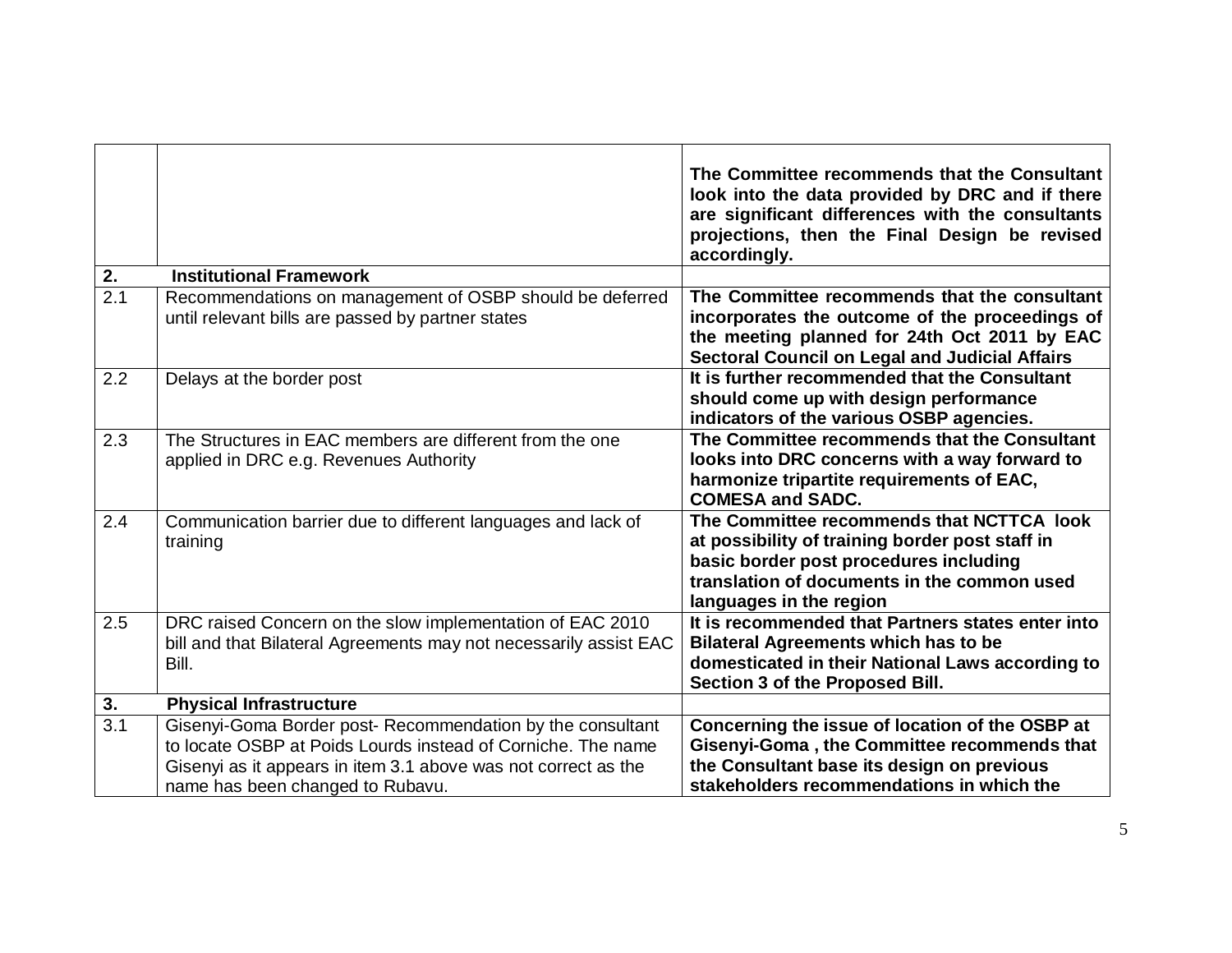| | | |
|---|---|---|
| | | **The Committee recommends that the Consultant look into the data provided by DRC and if there are significant differences with the consultants projections, then the Final Design be revised accordingly.** |
| **2.** | **Institutional Framework** | |
| 2.1 | Recommendations on management of OSBP should be deferred until relevant bills are passed by partner states | **The Committee recommends that the consultant incorporates the outcome of the proceedings of the meeting planned for 24th Oct 2011 by EAC Sectoral Council on Legal and Judicial Affairs** |
| 2.2 | Delays at the border post | **It is further recommended that the Consultant should come up with design performance indicators of the various OSBP agencies.** |
| 2.3 | The Structures in EAC members are different from the one applied in DRC e.g. Revenues Authority | **The Committee recommends that the Consultant looks into DRC concerns with a way forward to harmonize tripartite requirements of EAC, COMESA and SADC.** |
| 2.4 | Communication barrier due to different languages and lack of training | **The Committee recommends that NCTTCA look at possibility of training border post staff in basic border post procedures including translation of documents in the common used languages in the region** |
| 2.5 | DRC raised Concern on the slow implementation of EAC 2010 bill and that Bilateral Agreements may not necessarily assist EAC Bill. | **It is recommended that Partners states enter into Bilateral Agreements which has to be domesticated in their National Laws according to Section 3 of the Proposed Bill.** |
| **3.** | **Physical Infrastructure** | |
| 3.1 | Gisenyi-Goma Border post- Recommendation by the consultant to locate OSBP at Poids Lourds instead of Corniche. The name Gisenyi as it appears in item 3.1 above was not correct as the name has been changed to Rubavu. | **Concerning the issue of location of the OSBP at Gisenyi-Goma , the Committee recommends that the Consultant base its design on previous stakeholders recommendations in which the** |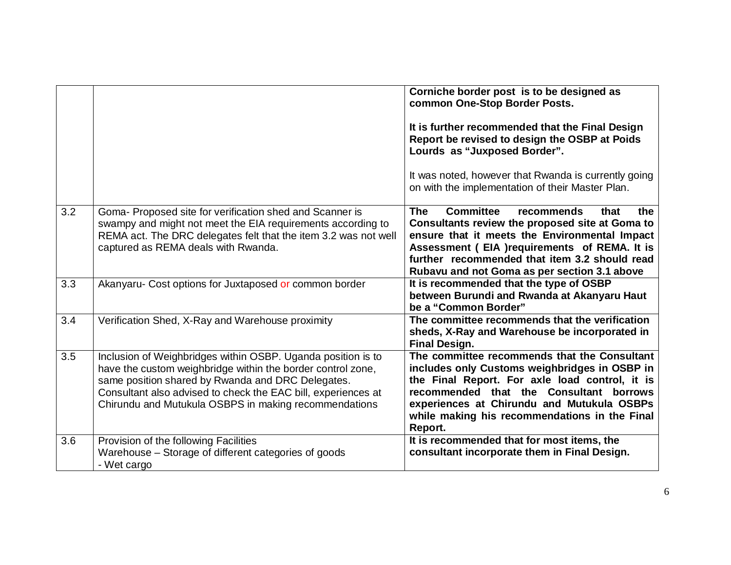| | | |
|---|---|---|
| | | **Corniche border post is to be designed as common One-Stop Border Posts.**<br><br>**It is further recommended that the Final Design Report be revised to design the OSBP at Poids Lourds as "Juxposed Border".**<br><br>It was noted, however that Rwanda is currently going on with the implementation of their Master Plan. |
| 3.2 | Goma- Proposed site for verification shed and Scanner is swampy and might not meet the EIA requirements according to REMA act. The DRC delegates felt that the item 3.2 was not well captured as REMA deals with Rwanda. | **The Committee recommends that the Consultants review the proposed site at Goma to ensure that it meets the Environmental Impact Assessment ( EIA )requirements of REMA. It is further recommended that item 3.2 should read Rubavu and not Goma as per section 3.1 above** |
| 3.3 | Akanyaru- Cost options for Juxtaposed or common border | **It is recommended that the type of OSBP between Burundi and Rwanda at Akanyaru Haut be a "Common Border"** |
| 3.4 | Verification Shed, X-Ray and Warehouse proximity | **The committee recommends that the verification sheds, X-Ray and Warehouse be incorporated in Final Design.** |
| 3.5 | Inclusion of Weighbridges within OSBP. Uganda position is to have the custom weighbridge within the border control zone, same position shared by Rwanda and DRC Delegates. Consultant also advised to check the EAC bill, experiences at Chirundu and Mutukula OSBPS in making recommendations | **The committee recommends that the Consultant includes only Customs weighbridges in OSBP in the Final Report. For axle load control, it is recommended that the Consultant borrows experiences at Chirundu and Mutukula OSBPs while making his recommendations in the Final Report.** |
| 3.6 | Provision of the following Facilities<br>Warehouse – Storage of different categories of goods<br>- Wet cargo | **It is recommended that for most items, the consultant incorporate them in Final Design.** |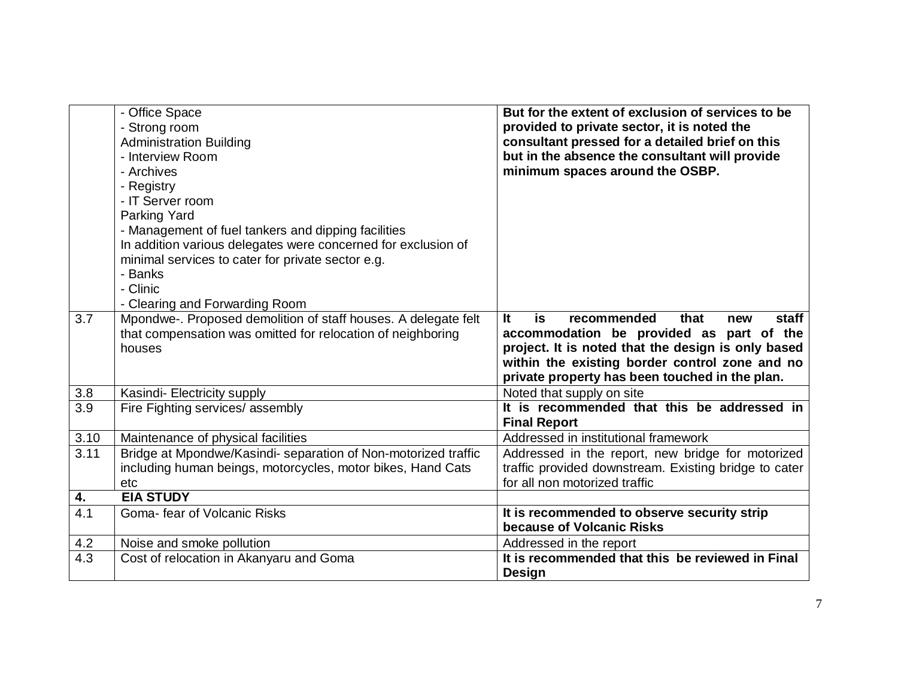| | | |
|---|---|---|
| | - Office Space<br>- Strong room<br>Administration Building<br>- Interview Room<br>- Archives<br>- Registry<br>- IT Server room<br>Parking Yard<br>- Management of fuel tankers and dipping facilities<br>In addition various delegates were concerned for exclusion of minimal services to cater for private sector e.g.<br>- Banks<br>- Clinic<br>- Clearing and Forwarding Room | **But for the extent of exclusion of services to be provided to private sector, it is noted the consultant pressed for a detailed brief on this but in the absence the consultant will provide minimum spaces around the OSBP.** |
| 3.7 | Mpondwe-. Proposed demolition of staff houses. A delegate felt that compensation was omitted for relocation of neighboring houses | **It is recommended that new staff accommodation be provided as part of the project. It is noted that the design is only based within the existing border control zone and no private property has been touched in the plan.** |
| 3.8 | Kasindi- Electricity supply | Noted that supply on site |
| 3.9 | Fire Fighting services/ assembly | **It is recommended that this be addressed in Final Report** |
| 3.10 | Maintenance of physical facilities | Addressed in institutional framework |
| 3.11 | Bridge at Mpondwe/Kasindi- separation of Non-motorized traffic including human beings, motorcycles, motor bikes, Hand Cats etc | Addressed in the report, new bridge for motorized traffic provided downstream. Existing bridge to cater for all non motorized traffic |
| **4.** | **EIA STUDY** | |
| 4.1 | Goma- fear of Volcanic Risks | **It is recommended to observe security strip because of Volcanic Risks** |
| 4.2 | Noise and smoke pollution | Addressed in the report |
| 4.3 | Cost of relocation in Akanyaru and Goma | **It is recommended that this be reviewed in Final Design** |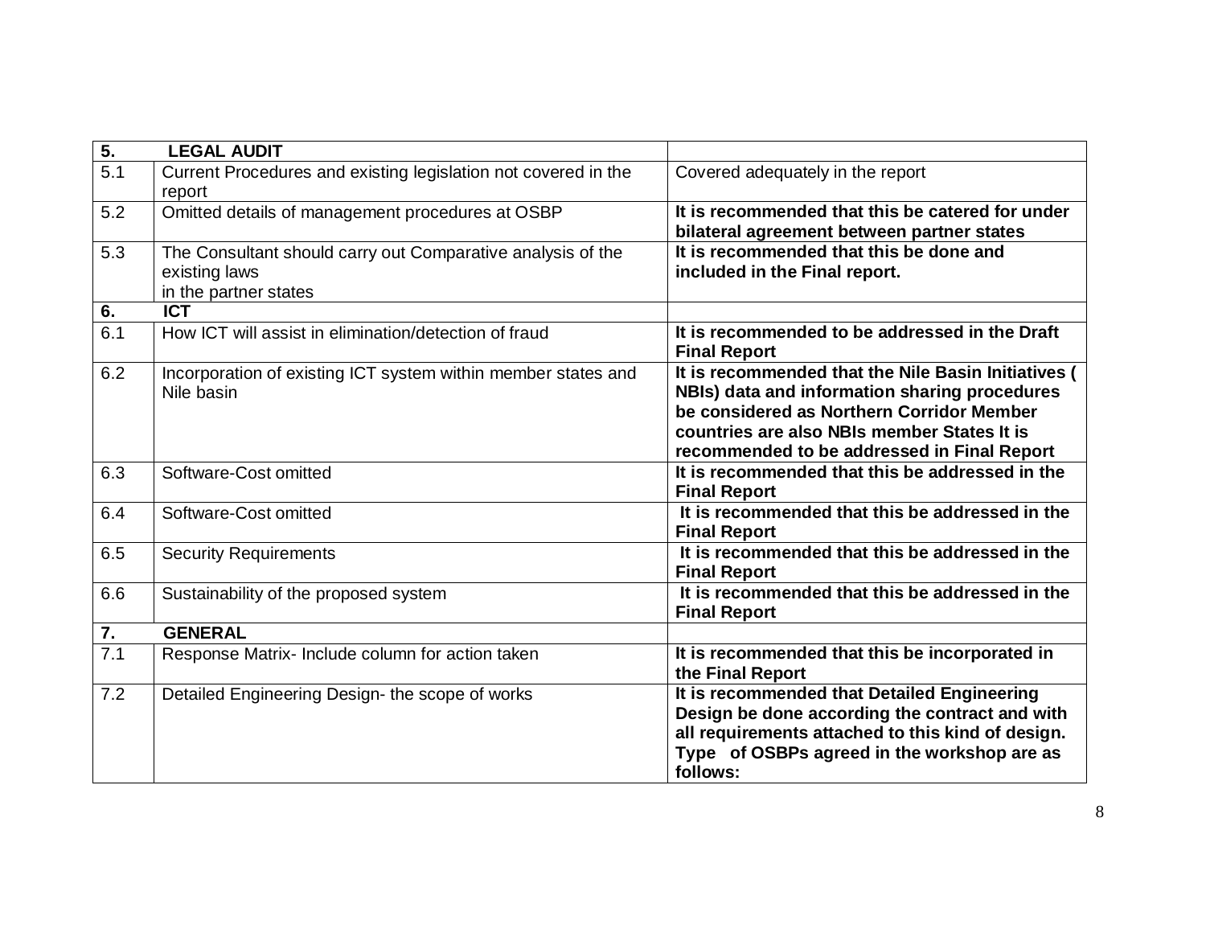| | | |
|---|---|---|
| **5.** | **LEGAL AUDIT** | |
| 5.1 | Current Procedures and existing legislation not covered in the report | Covered adequately in the report |
| 5.2 | Omitted details of management procedures at OSBP | **It is recommended that this be catered for under bilateral agreement between partner states** |
| 5.3 | The Consultant should carry out Comparative analysis of the existing laws in the partner states | **It is recommended that this be done and included in the Final report.** |
| **6.** | **ICT** | |
| 6.1 | How ICT will assist in elimination/detection of fraud | **It is recommended to be addressed in the Draft Final Report** |
| 6.2 | Incorporation of existing ICT system within member states and Nile basin | **It is recommended that the Nile Basin Initiatives ( NBIs) data and information sharing procedures be considered as Northern Corridor Member countries are also NBIs member States It is recommended to be addressed in Final Report** |
| 6.3 | Software-Cost omitted | **It is recommended that this be addressed in the Final Report** |
| 6.4 | Software-Cost omitted | **It is recommended that this be addressed in the Final Report** |
| 6.5 | Security Requirements | **It is recommended that this be addressed in the Final Report** |
| 6.6 | Sustainability of the proposed system | **It is recommended that this be addressed in the Final Report** |
| **7.** | **GENERAL** | |
| 7.1 | Response Matrix- Include column for action taken | **It is recommended that this be incorporated in the Final Report** |
| 7.2 | Detailed Engineering Design- the scope of works | **It is recommended that Detailed Engineering Design be done according the contract and with all requirements attached to this kind of design. Type of OSBPs agreed in the workshop are as follows:** |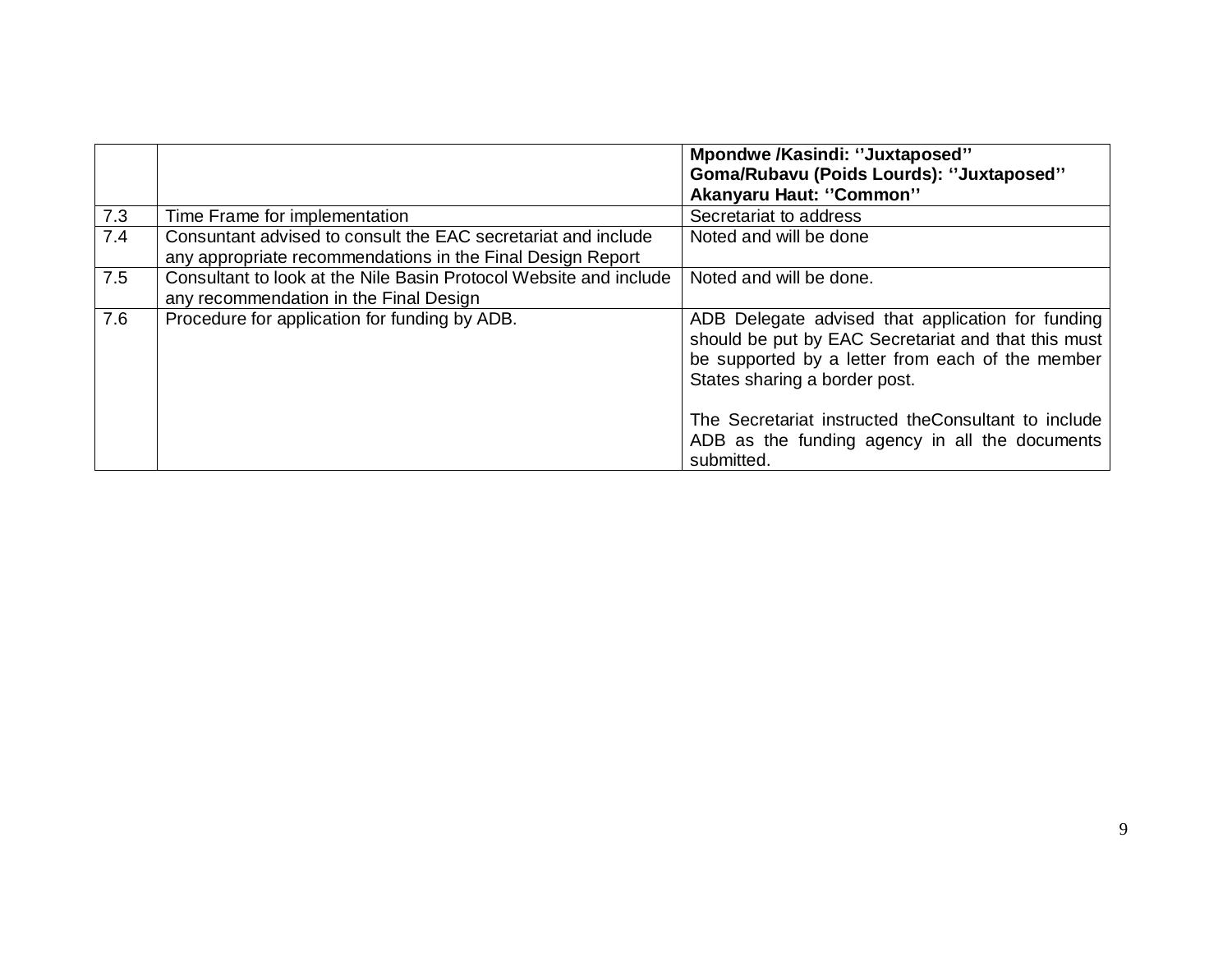|  |  |  |
|---|---|---|
|  |  | **Mpondwe /Kasindi: ''Juxtaposed''**<br>**Goma/Rubavu (Poids Lourds): ''Juxtaposed''**<br>**Akanyaru Haut: ''Common''** |
| 7.3 | Time Frame for implementation | Secretariat to address |
| 7.4 | Consuntant advised to consult the EAC secretariat and include any appropriate recommendations in the Final Design Report | Noted and will be done |
| 7.5 | Consultant to look at the Nile Basin Protocol Website and include any recommendation in the Final Design | Noted and will be done. |
| 7.6 | Procedure for application for funding by ADB. | ADB Delegate advised that application for funding should be put by EAC Secretariat and that this must be supported by a letter from each of the member States sharing a border post.<br><br>The Secretariat instructed theConsultant to include ADB as the funding agency in all the documents submitted. |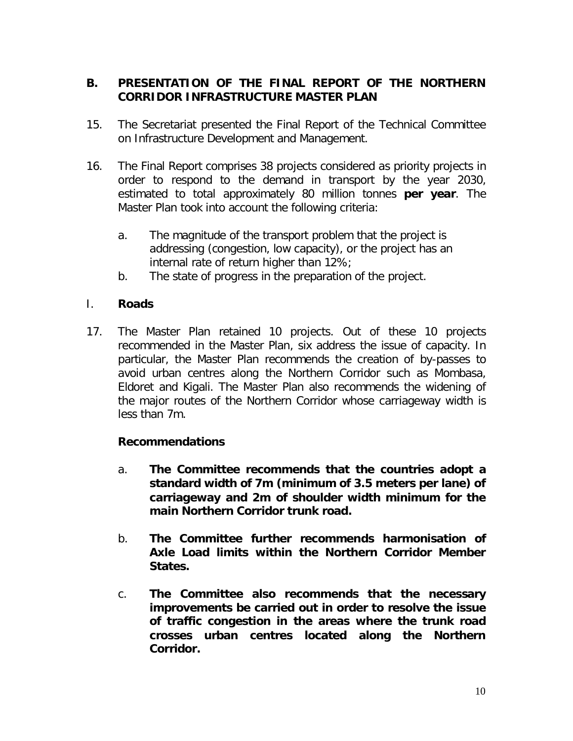## B. PRESENTATION OF THE FINAL REPORT OF THE NORTHERN CORRIDOR INFRASTRUCTURE MASTER PLAN

15. The Secretariat presented the Final Report of the Technical Committee on Infrastructure Development and Management.

16. The Final Report comprises 38 projects considered as priority projects in order to respond to the demand in transport by the year 2030, estimated to total approximately 80 million tonnes **per year**. The Master Plan took into account the following criteria:

    a. The magnitude of the transport problem that the project is addressing (congestion, low capacity), or the project has an internal rate of return higher than 12%;
    b. The state of progress in the preparation of the project.

### I. Roads

17. The Master Plan retained 10 projects. Out of these 10 projects recommended in the Master Plan, six address the issue of capacity. In particular, the Master Plan recommends the creation of by-passes to avoid urban centres along the Northern Corridor such as Mombasa, Eldoret and Kigali. The Master Plan also recommends the widening of the major routes of the Northern Corridor whose carriageway width is less than 7m.

    **Recommendations**

    a. **The Committee recommends that the countries adopt a standard width of 7m (minimum of 3.5 meters per lane) of carriageway and 2m of shoulder width minimum for the main Northern Corridor trunk road.**

    b. **The Committee further recommends harmonisation of Axle Load limits within the Northern Corridor Member States.**

    c. **The Committee also recommends that the necessary improvements be carried out in order to resolve the issue of traffic congestion in the areas where the trunk road crosses urban centres located along the Northern Corridor.**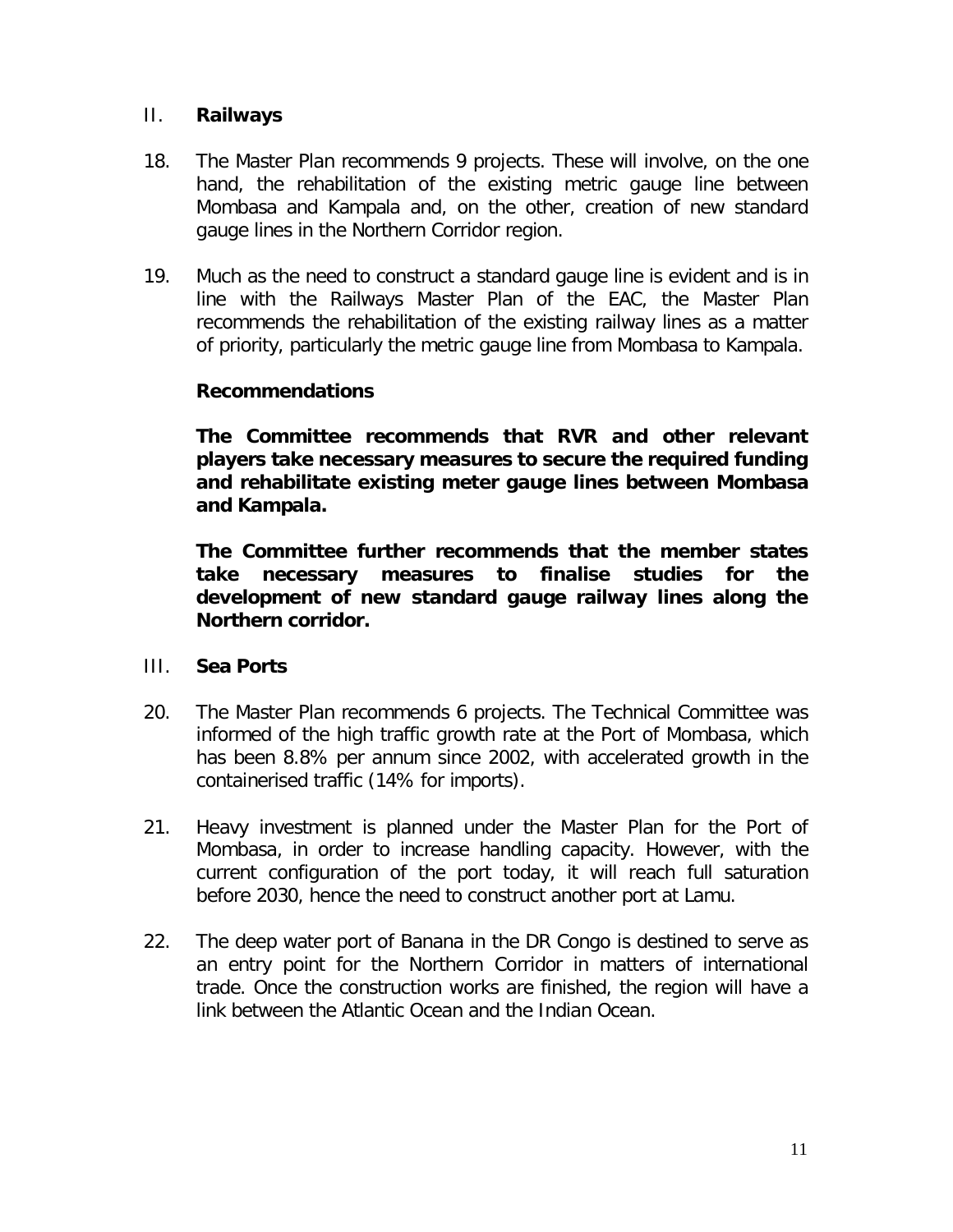## II. Railways

18. The Master Plan recommends 9 projects. These will involve, on the one hand, the rehabilitation of the existing metric gauge line between Mombasa and Kampala and, on the other, creation of new standard gauge lines in the Northern Corridor region.

19. Much as the need to construct a standard gauge line is evident and is in line with the Railways Master Plan of the EAC, the Master Plan recommends the rehabilitation of the existing railway lines as a matter of priority, particularly the metric gauge line from Mombasa to Kampala.

**Recommendations**

**The Committee recommends that RVR and other relevant players take necessary measures to secure the required funding and rehabilitate existing meter gauge lines between Mombasa and Kampala.**

**The Committee further recommends that the member states take necessary measures to finalise studies for the development of new standard gauge railway lines along the Northern corridor.**

## III. Sea Ports

20. The Master Plan recommends 6 projects. The Technical Committee was informed of the high traffic growth rate at the Port of Mombasa, which has been 8.8% per annum since 2002, with accelerated growth in the containerised traffic (14% for imports).

21. Heavy investment is planned under the Master Plan for the Port of Mombasa, in order to increase handling capacity. However, with the current configuration of the port today, it will reach full saturation before 2030, hence the need to construct another port at Lamu.

22. The deep water port of Banana in the DR Congo is destined to serve as an entry point for the Northern Corridor in matters of international trade. Once the construction works are finished, the region will have a link between the Atlantic Ocean and the Indian Ocean.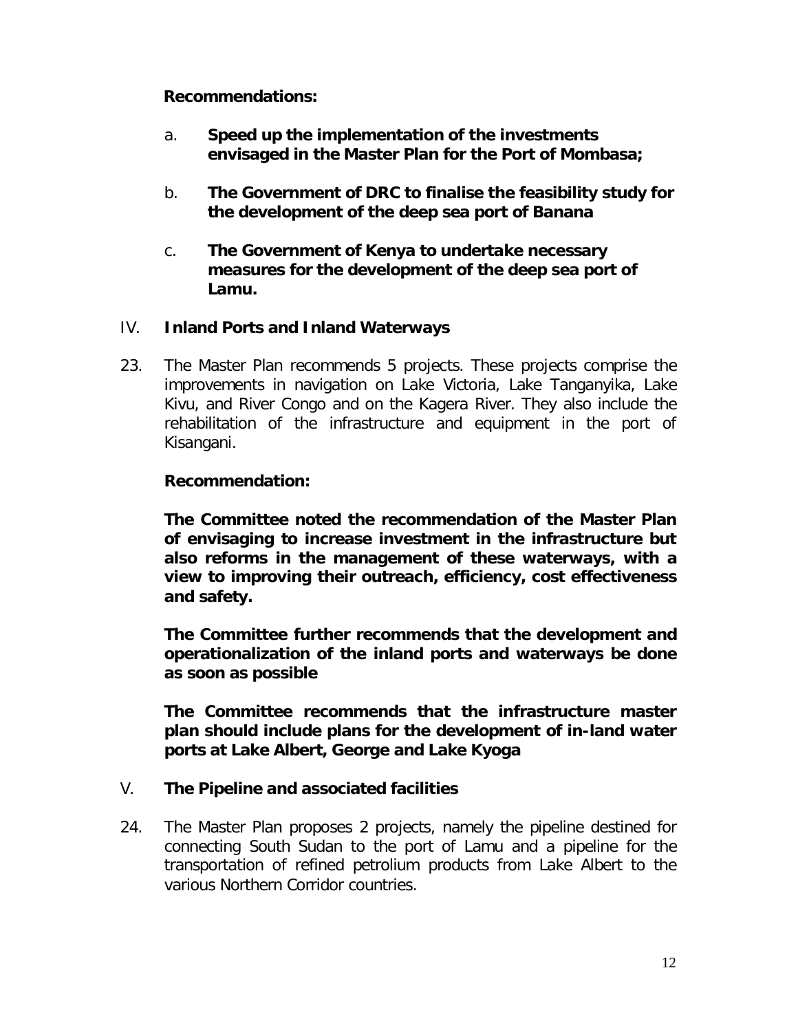**Recommendations:**

a. **Speed up the implementation of the investments envisaged in the Master Plan for the Port of Mombasa;**

b. **The Government of DRC to finalise the feasibility study for the development of the deep sea port of Banana**

c. **The Government of Kenya to undertake necessary measures for the development of the deep sea port of Lamu.**

IV. **Inland Ports and Inland Waterways**

23. The Master Plan recommends 5 projects. These projects comprise the improvements in navigation on Lake Victoria, Lake Tanganyika, Lake Kivu, and River Congo and on the Kagera River. They also include the rehabilitation of the infrastructure and equipment in the port of Kisangani.

**Recommendation:**

**The Committee noted the recommendation of the Master Plan of envisaging to increase investment in the infrastructure but also reforms in the management of these waterways, with a view to improving their outreach, efficiency, cost effectiveness and safety.**

**The Committee further recommends that the development and operationalization of the inland ports and waterways be done as soon as possible**

**The Committee recommends that the infrastructure master plan should include plans for the development of in-land water ports at Lake Albert, George and Lake Kyoga**

V. **The Pipeline and associated facilities**

24. The Master Plan proposes 2 projects, namely the pipeline destined for connecting South Sudan to the port of Lamu and a pipeline for the transportation of refined petrolium products from Lake Albert to the various Northern Corridor countries.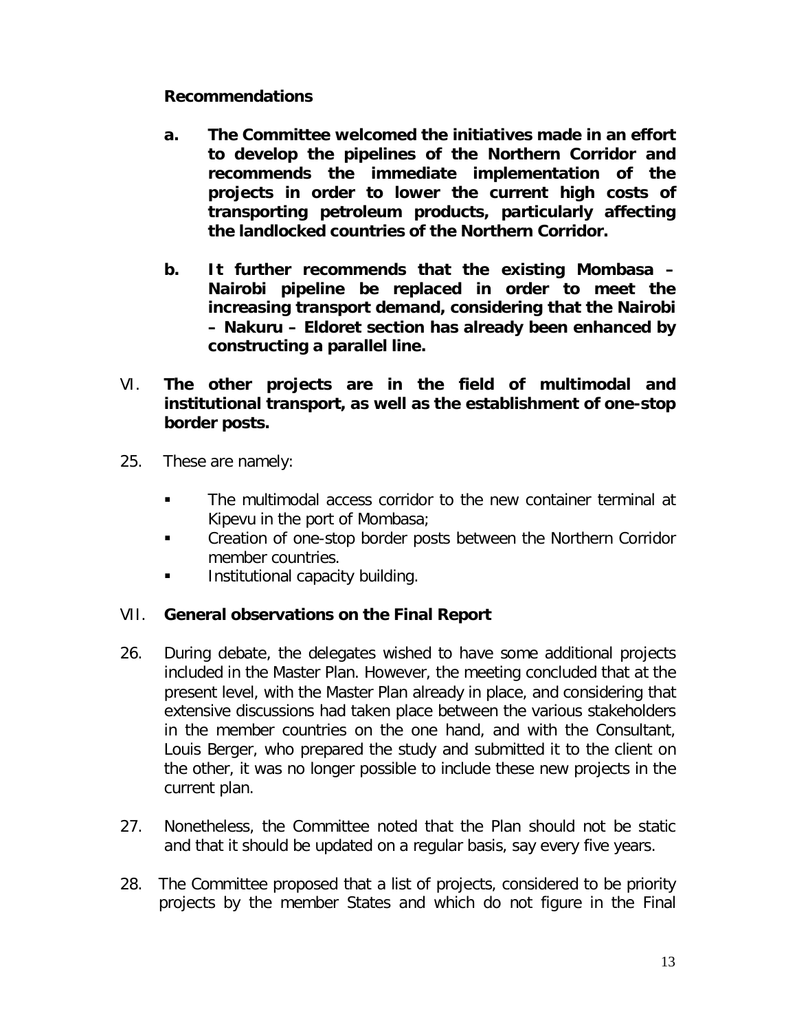**Recommendations**

**a. The Committee welcomed the initiatives made in an effort to develop the pipelines of the Northern Corridor and recommends the immediate implementation of the projects in order to lower the current high costs of transporting petroleum products, particularly affecting the landlocked countries of the Northern Corridor.**

**b. It further recommends that the existing Mombasa – Nairobi pipeline be replaced in order to meet the increasing transport demand, considering that the Nairobi – Nakuru – Eldoret section has already been enhanced by constructing a parallel line.**

VI. **The other projects are in the field of multimodal and institutional transport, as well as the establishment of one-stop border posts.**

25. These are namely:

- The multimodal access corridor to the new container terminal at Kipevu in the port of Mombasa;
- Creation of one-stop border posts between the Northern Corridor member countries.
- Institutional capacity building.

VII. **General observations on the Final Report**

26. During debate, the delegates wished to have some additional projects included in the Master Plan. However, the meeting concluded that at the present level, with the Master Plan already in place, and considering that extensive discussions had taken place between the various stakeholders in the member countries on the one hand, and with the Consultant, Louis Berger, who prepared the study and submitted it to the client on the other, it was no longer possible to include these new projects in the current plan.

27. Nonetheless, the Committee noted that the Plan should not be static and that it should be updated on a regular basis, say every five years.

28. The Committee proposed that a list of projects, considered to be priority projects by the member States and which do not figure in the Final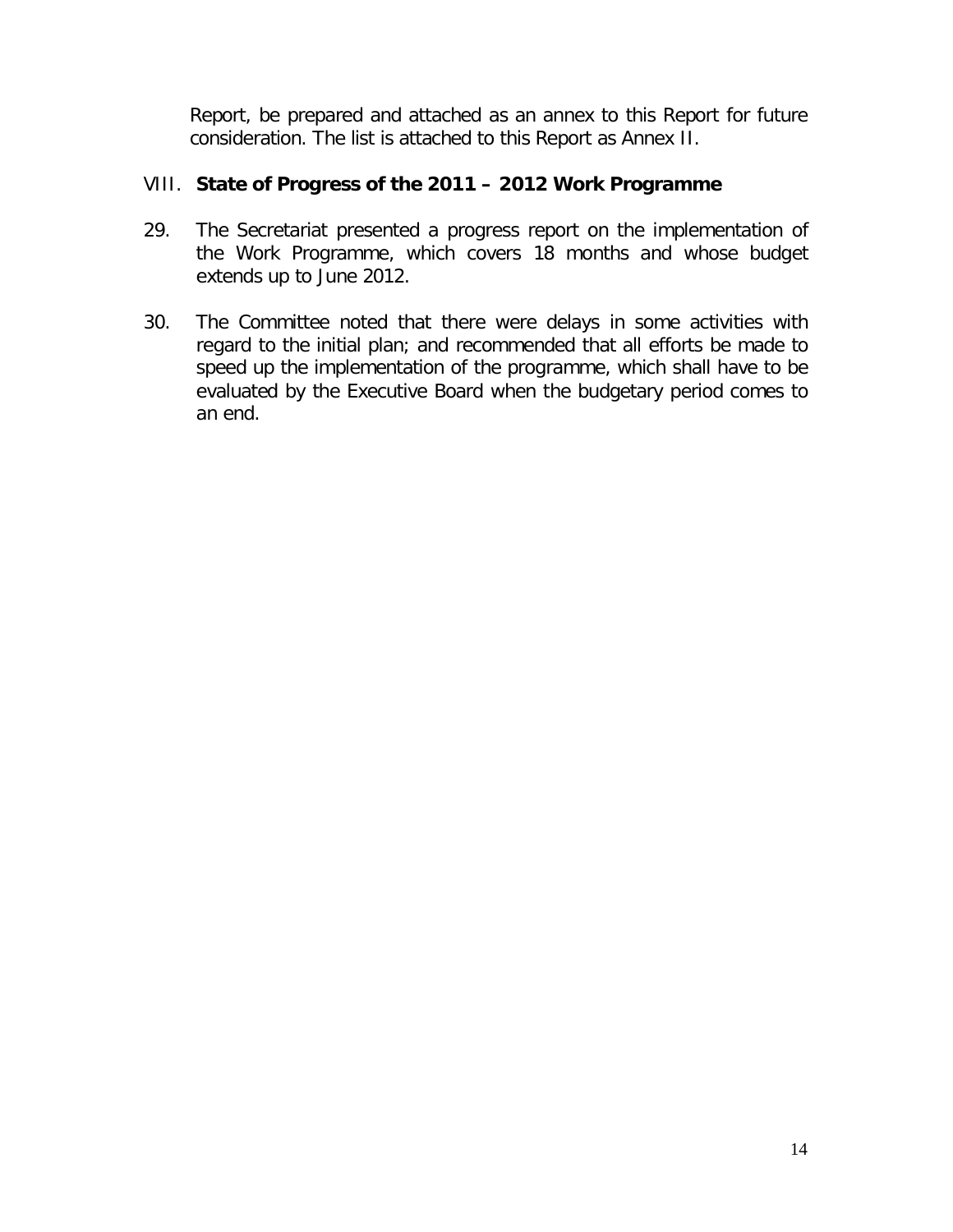Report, be prepared and attached as an annex to this Report for future consideration. The list is attached to this Report as Annex II.

## VIII. **State of Progress of the 2011 – 2012 Work Programme**

29. The Secretariat presented a progress report on the implementation of the Work Programme, which covers 18 months and whose budget extends up to June 2012.

30. The Committee noted that there were delays in some activities with regard to the initial plan; and recommended that all efforts be made to speed up the implementation of the programme, which shall have to be evaluated by the Executive Board when the budgetary period comes to an end.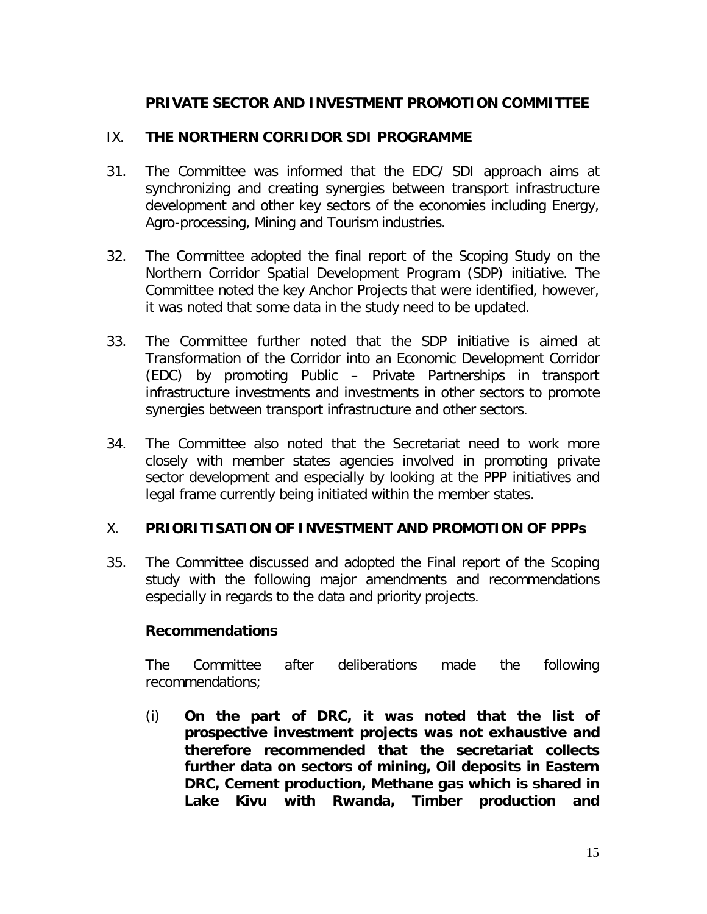## PRIVATE SECTOR AND INVESTMENT PROMOTION COMMITTEE

### IX. THE NORTHERN CORRIDOR SDI PROGRAMME

31. The Committee was informed that the EDC/ SDI approach aims at synchronizing and creating synergies between transport infrastructure development and other key sectors of the economies including Energy, Agro-processing, Mining and Tourism industries.

32. The Committee adopted the final report of the Scoping Study on the Northern Corridor Spatial Development Program (SDP) initiative. The Committee noted the key Anchor Projects that were identified, however, it was noted that some data in the study need to be updated.

33. The Committee further noted that the SDP initiative is aimed at Transformation of the Corridor into an Economic Development Corridor (EDC) by promoting Public – Private Partnerships in transport infrastructure investments and investments in other sectors to promote synergies between transport infrastructure and other sectors.

34. The Committee also noted that the Secretariat need to work more closely with member states agencies involved in promoting private sector development and especially by looking at the PPP initiatives and legal frame currently being initiated within the member states.

### X. PRIORITISATION OF INVESTMENT AND PROMOTION OF PPPs

35. The Committee discussed and adopted the Final report of the Scoping study with the following major amendments and recommendations especially in regards to the data and priority projects.

**Recommendations**

The Committee after deliberations made the following recommendations;

(i) **On the part of DRC, it was noted that the list of prospective investment projects was not exhaustive and therefore recommended that the secretariat collects further data on sectors of mining, Oil deposits in Eastern DRC, Cement production, Methane gas which is shared in Lake Kivu with Rwanda, Timber production and**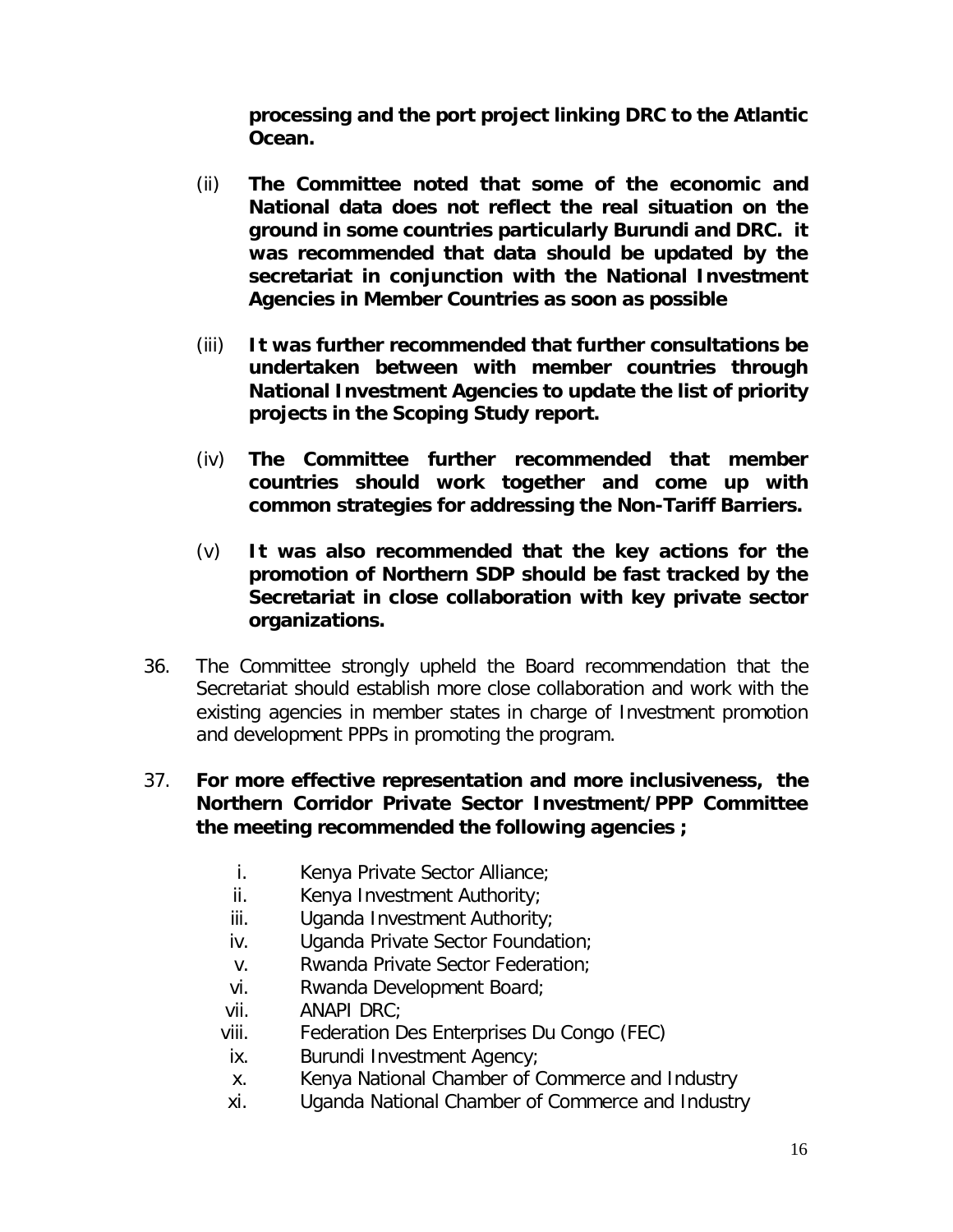**processing and the port project linking DRC to the Atlantic Ocean.**

(ii) **The Committee noted that some of the economic and National data does not reflect the real situation on the ground in some countries particularly Burundi and DRC. it was recommended that data should be updated by the secretariat in conjunction with the National Investment Agencies in Member Countries as soon as possible**

(iii) **It was further recommended that further consultations be undertaken between with member countries through National Investment Agencies to update the list of priority projects in the Scoping Study report.**

(iv) **The Committee further recommended that member countries should work together and come up with common strategies for addressing the Non-Tariff Barriers.**

(v) **It was also recommended that the key actions for the promotion of Northern SDP should be fast tracked by the Secretariat in close collaboration with key private sector organizations.**

36. The Committee strongly upheld the Board recommendation that the Secretariat should establish more close collaboration and work with the existing agencies in member states in charge of Investment promotion and development PPPs in promoting the program.

37. **For more effective representation and more inclusiveness, the Northern Corridor Private Sector Investment/PPP Committee the meeting recommended the following agencies ;**

   i. Kenya Private Sector Alliance;
   ii. Kenya Investment Authority;
   iii. Uganda Investment Authority;
   iv. Uganda Private Sector Foundation;
   v. Rwanda Private Sector Federation;
   vi. Rwanda Development Board;
   vii. ANAPI DRC;
   viii. Federation Des Enterprises Du Congo (FEC)
   ix. Burundi Investment Agency;
   x. Kenya National Chamber of Commerce and Industry
   xi. Uganda National Chamber of Commerce and Industry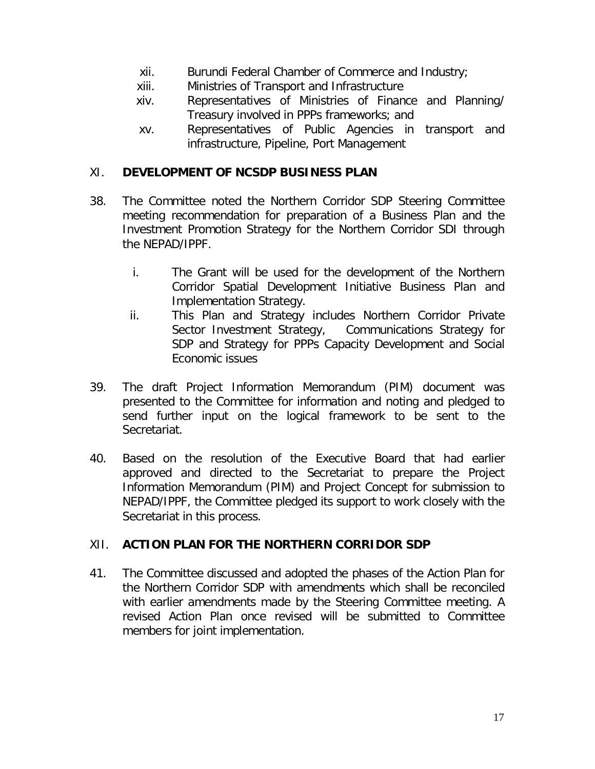xii. Burundi Federal Chamber of Commerce and Industry;
xiii. Ministries of Transport and Infrastructure
xiv. Representatives of Ministries of Finance and Planning/ Treasury involved in PPPs frameworks; and
xv. Representatives of Public Agencies in transport and infrastructure, Pipeline, Port Management

## XI. DEVELOPMENT OF NCSDP BUSINESS PLAN

38. The Committee noted the Northern Corridor SDP Steering Committee meeting recommendation for preparation of a Business Plan and the Investment Promotion Strategy for the Northern Corridor SDI through the NEPAD/IPPF.

    i. The Grant will be used for the development of the Northern Corridor Spatial Development Initiative Business Plan and Implementation Strategy.
    ii. This Plan and Strategy includes Northern Corridor Private Sector Investment Strategy, Communications Strategy for SDP and Strategy for PPPs Capacity Development and Social Economic issues

39. The draft Project Information Memorandum (PIM) document was presented to the Committee for information and noting and pledged to send further input on the logical framework to be sent to the Secretariat.

40. Based on the resolution of the Executive Board that had earlier approved and directed to the Secretariat to prepare the Project Information Memorandum (PIM) and Project Concept for submission to NEPAD/IPPF, the Committee pledged its support to work closely with the Secretariat in this process.

## XII. ACTION PLAN FOR THE NORTHERN CORRIDOR SDP

41. The Committee discussed and adopted the phases of the Action Plan for the Northern Corridor SDP with amendments which shall be reconciled with earlier amendments made by the Steering Committee meeting. A revised Action Plan once revised will be submitted to Committee members for joint implementation.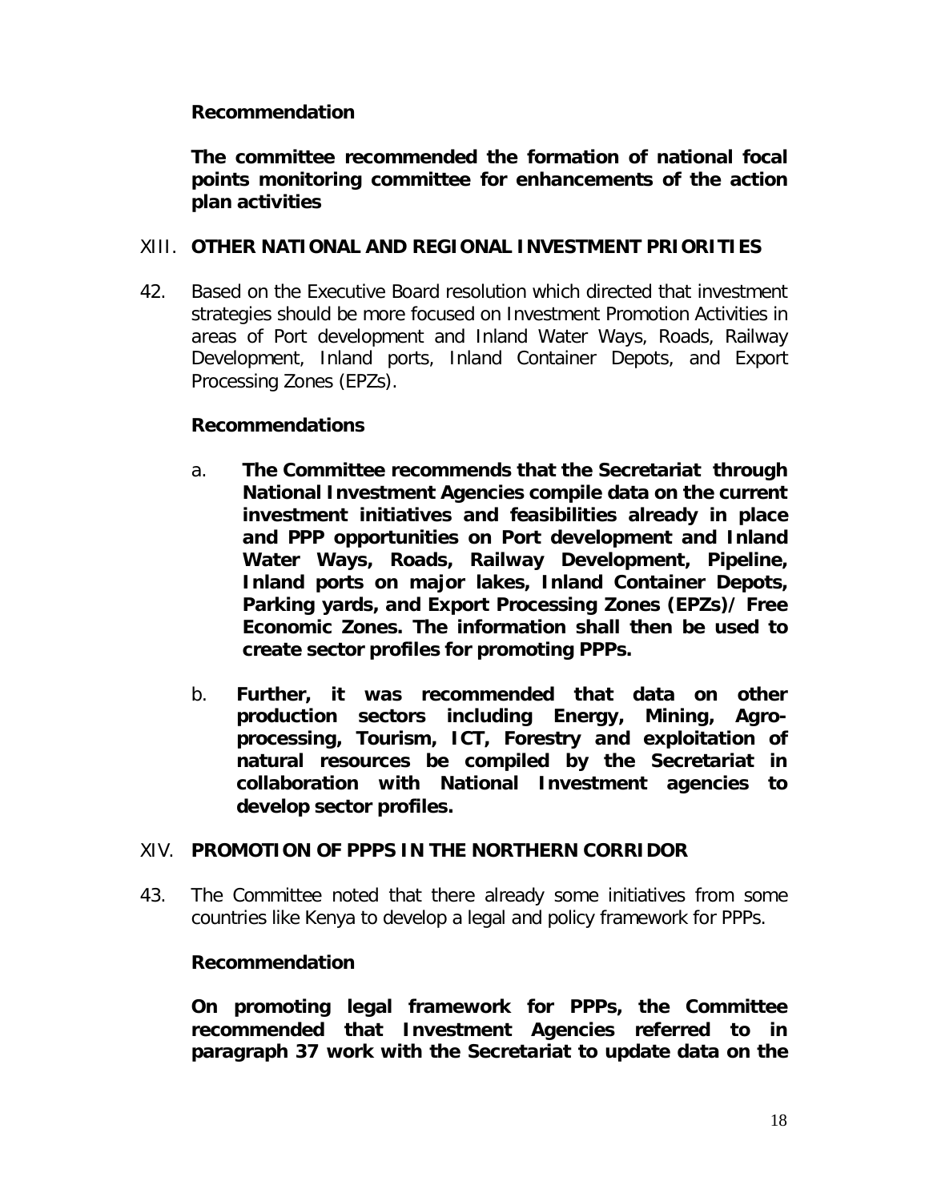**Recommendation**

**The committee recommended the formation of national focal points monitoring committee for enhancements of the action plan activities**

## XIII. OTHER NATIONAL AND REGIONAL INVESTMENT PRIORITIES

42. Based on the Executive Board resolution which directed that investment strategies should be more focused on Investment Promotion Activities in areas of Port development and Inland Water Ways, Roads, Railway Development, Inland ports, Inland Container Depots, and Export Processing Zones (EPZs).

**Recommendations**

a. **The Committee recommends that the Secretariat through National Investment Agencies compile data on the current investment initiatives and feasibilities already in place and PPP opportunities on Port development and Inland Water Ways, Roads, Railway Development, Pipeline, Inland ports on major lakes, Inland Container Depots, Parking yards, and Export Processing Zones (EPZs)/ Free Economic Zones. The information shall then be used to create sector profiles for promoting PPPs.**

b. **Further, it was recommended that data on other production sectors including Energy, Mining, Agro-processing, Tourism, ICT, Forestry and exploitation of natural resources be compiled by the Secretariat in collaboration with National Investment agencies to develop sector profiles.**

## XIV. PROMOTION OF PPPS IN THE NORTHERN CORRIDOR

43. The Committee noted that there already some initiatives from some countries like Kenya to develop a legal and policy framework for PPPs.

**Recommendation**

**On promoting legal framework for PPPs, the Committee recommended that Investment Agencies referred to in paragraph 37 work with the Secretariat to update data on the**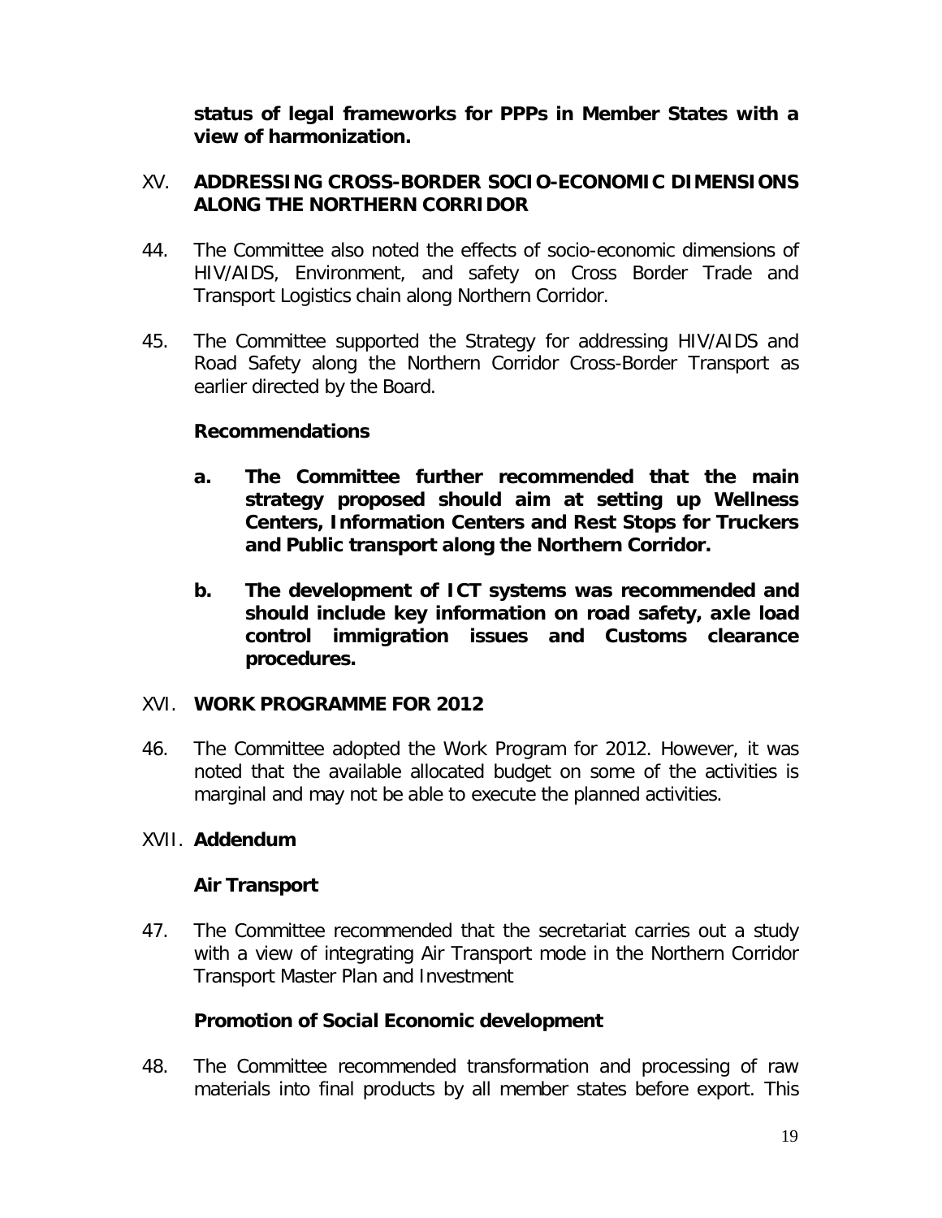**status of legal frameworks for PPPs in Member States with a view of harmonization.**

## XV. ADDRESSING CROSS-BORDER SOCIO-ECONOMIC DIMENSIONS ALONG THE NORTHERN CORRIDOR

44. The Committee also noted the effects of socio-economic dimensions of HIV/AIDS, Environment, and safety on Cross Border Trade and Transport Logistics chain along Northern Corridor.

45. The Committee supported the Strategy for addressing HIV/AIDS and Road Safety along the Northern Corridor Cross-Border Transport as earlier directed by the Board.

**Recommendations**

- **a. The Committee further recommended that the main strategy proposed should aim at setting up Wellness Centers, Information Centers and Rest Stops for Truckers and Public transport along the Northern Corridor.**

- **b. The development of ICT systems was recommended and should include key information on road safety, axle load control immigration issues and Customs clearance procedures.**

## XVI. WORK PROGRAMME FOR 2012

46. The Committee adopted the Work Program for 2012. However, it was noted that the available allocated budget on some of the activities is marginal and may not be able to execute the planned activities.

## XVII. Addendum

**Air Transport**

47. The Committee recommended that the secretariat carries out a study with a view of integrating Air Transport mode in the Northern Corridor Transport Master Plan and Investment

**Promotion of Social Economic development**

48. The Committee recommended transformation and processing of raw materials into final products by all member states before export. This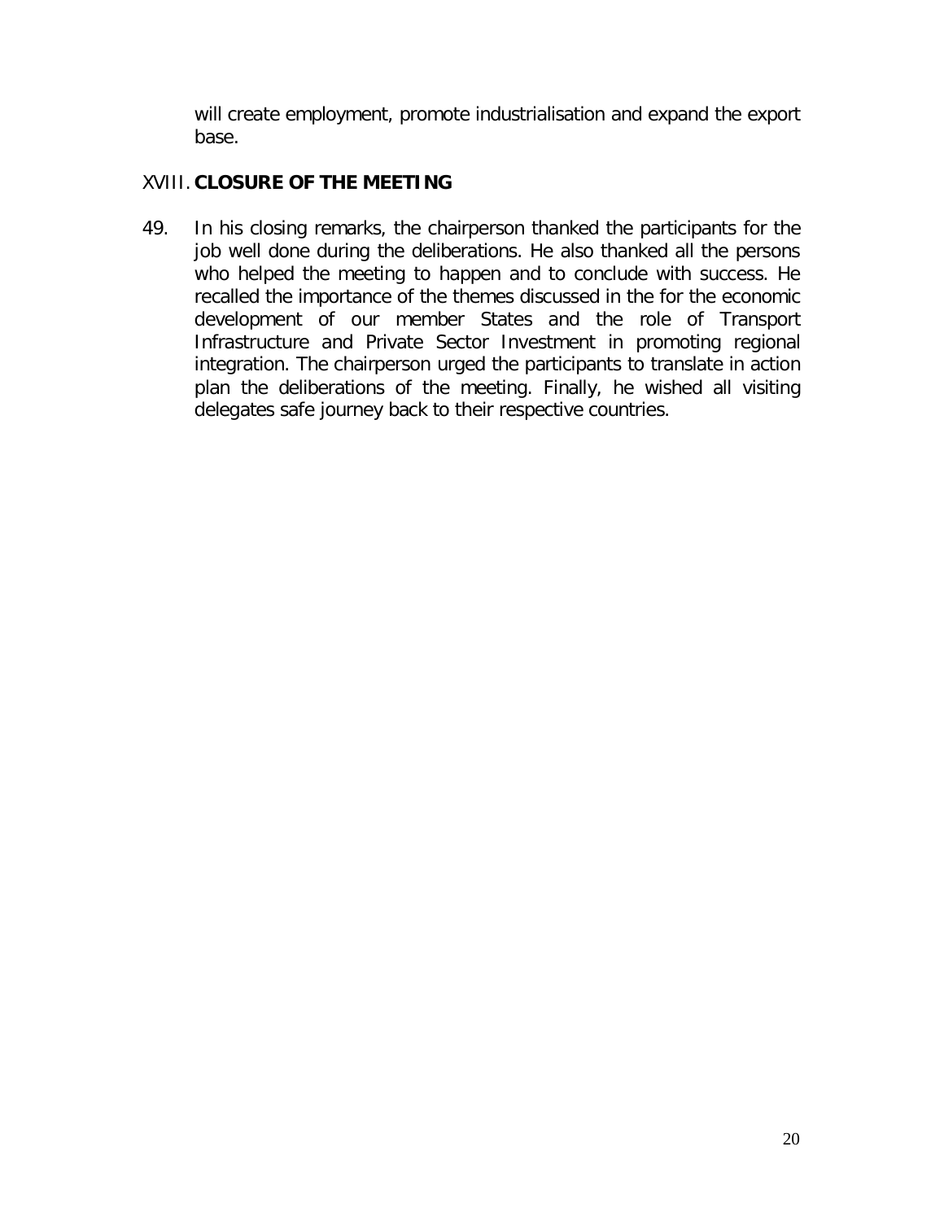will create employment, promote industrialisation and expand the export base.

## XVIII. CLOSURE OF THE MEETING

49. In his closing remarks, the chairperson thanked the participants for the job well done during the deliberations. He also thanked all the persons who helped the meeting to happen and to conclude with success. He recalled the importance of the themes discussed in the for the economic development of our member States and the role of Transport Infrastructure and Private Sector Investment in promoting regional integration. The chairperson urged the participants to translate in action plan the deliberations of the meeting. Finally, he wished all visiting delegates safe journey back to their respective countries.